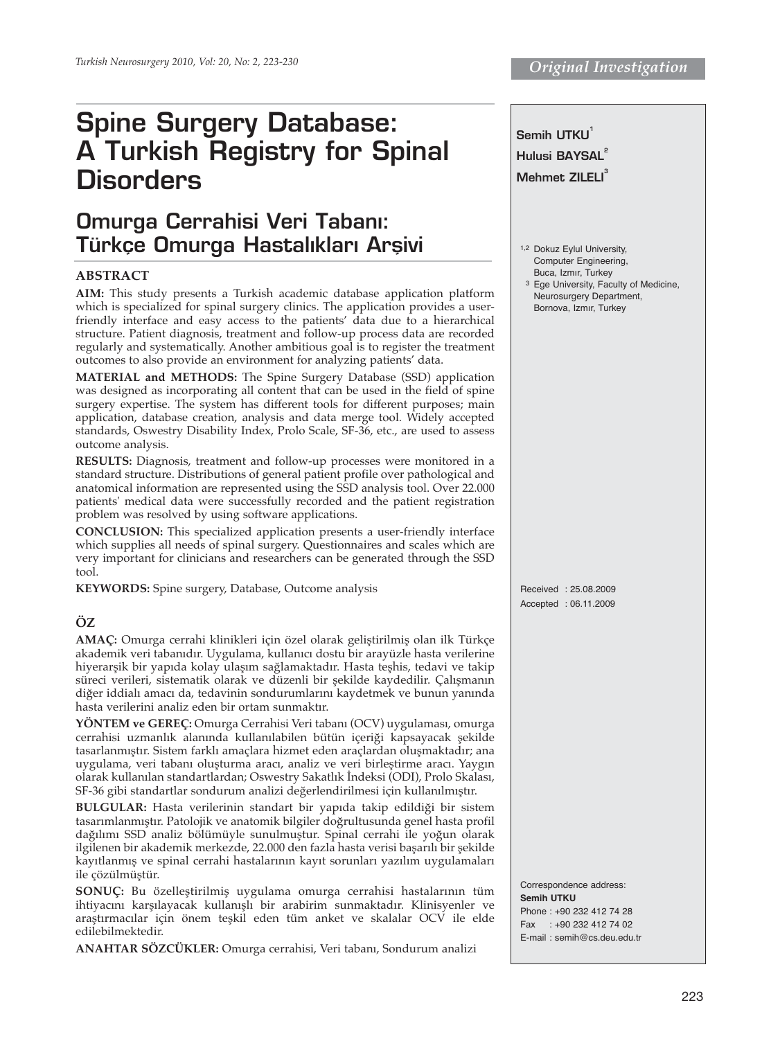# Spine Surgery Database: A Turkish Registry for Spinal Disorders

## Omurga Cerrahisi Veri Tabanı: Türkçe Omurga Hastalıkları Arşivi

*Original Investigation*

**Semih UTKU**[1]
**Hulusi BAYSAL**[2]
**Mehmet ZILELI**[3]

[1,2] Dokuz Eylul University, Computer Engineering, Buca, Izmır, Turkey
[3] Ege University, Faculty of Medicine, Neurosurgery Department, Bornova, Izmır, Turkey

### ABSTRACT

**AIM:** This study presents a Turkish academic database application platform which is specialized for spinal surgery clinics. The application provides a user-friendly interface and easy access to the patients' data due to a hierarchical structure. Patient diagnosis, treatment and follow-up process data are recorded regularly and systematically. Another ambitious goal is to register the treatment outcomes to also provide an environment for analyzing patients' data.

**MATERIAL and METHODS:** The Spine Surgery Database (SSD) application was designed as incorporating all content that can be used in the field of spine surgery expertise. The system has different tools for different purposes; main application, database creation, analysis and data merge tool. Widely accepted standards, Oswestry Disability Index, Prolo Scale, SF-36, etc., are used to assess outcome analysis.

**RESULTS:** Diagnosis, treatment and follow-up processes were monitored in a standard structure. Distributions of general patient profile over pathological and anatomical information are represented using the SSD analysis tool. Over 22.000 patients' medical data were successfully recorded and the patient registration problem was resolved by using software applications.

**CONCLUSION:** This specialized application presents a user-friendly interface which supplies all needs of spinal surgery. Questionnaires and scales which are very important for clinicians and researchers can be generated through the SSD tool.

**KEYWORDS:** Spine surgery, Database, Outcome analysis

### ÖZ

**AMAÇ:** Omurga cerrahi klinikleri için özel olarak geliştirilmiş olan ilk Türkçe akademik veri tabanıdır. Uygulama, kullanıcı dostu bir arayüzle hasta verilerine hiyerarşik bir yapıda kolay ulaşım sağlamaktadır. Hasta teşhis, tedavi ve takip süreci verileri, sistematik olarak ve düzenli bir şekilde kaydedilir. Çalışmanın diğer iddialı amacı da, tedavinin sondurumlarını kaydetmek ve bunun yanında hasta verilerini analiz eden bir ortam sunmaktır.

**YÖNTEM ve GEREÇ:** Omurga Cerrahisi Veri tabanı (OCV) uygulaması, omurga cerrahisi uzmanlık alanında kullanılabilen bütün içeriği kapsayacak şekilde tasarlanmıştır. Sistem farklı amaçlara hizmet eden araçlardan oluşmaktadır; ana uygulama, veri tabanı oluşturma aracı, analiz ve veri birleştirme aracı. Yaygın olarak kullanılan standartlardan; Oswestry Sakatlık İndeksi (ODI), Prolo Skalası, SF-36 gibi standartlar sondurum analizi değerlendirilmesi için kullanılmıştır.

**BULGULAR:** Hasta verilerinin standart bir yapıda takip edildiği bir sistem tasarımlanmıştır. Patolojik ve anatomik bilgiler doğrultusunda genel hasta profil dağılımı SSD analiz bölümüyle sunulmuştur. Spinal cerrahi ile yoğun olarak ilgilenen bir akademik merkezde, 22.000 den fazla hasta verisi başarılı bir şekilde kayıtlanmış ve spinal cerrahi hastalarının kayıt sorunları yazılım uygulamaları ile çözülmüştür.

**SONUÇ:** Bu özelleştirilmiş uygulama omurga cerrahisi hastalarının tüm ihtiyacını karşılayacak kullanışlı bir arabirim sunmaktadır. Klinisyenler ve araştırmacılar için önem teşkil eden tüm anket ve skalalar OCV ile elde edilebilmektedir.

**ANAHTAR SÖZCÜKLER:** Omurga cerrahisi, Veri tabanı, Sondurum analizi

Received : 25.08.2009
Accepted : 06.11.2009

Correspondence address:
**Semih UTKU**
Phone : +90 232 412 74 28
Fax : +90 232 412 74 02
E-mail : semih@cs.deu.edu.tr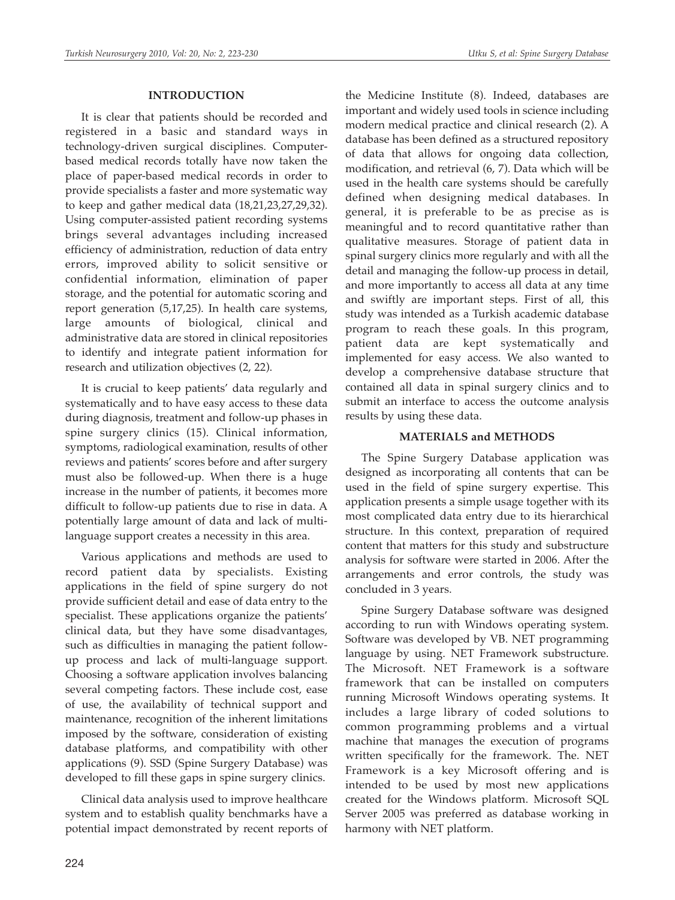## INTRODUCTION

It is clear that patients should be recorded and registered in a basic and standard ways in technology-driven surgical disciplines. Computer-based medical records totally have now taken the place of paper-based medical records in order to provide specialists a faster and more systematic way to keep and gather medical data (18,21,23,27,29,32). Using computer-assisted patient recording systems brings several advantages including increased efficiency of administration, reduction of data entry errors, improved ability to solicit sensitive or confidential information, elimination of paper storage, and the potential for automatic scoring and report generation (5,17,25). In health care systems, large amounts of biological, clinical and administrative data are stored in clinical repositories to identify and integrate patient information for research and utilization objectives (2, 22).

It is crucial to keep patients' data regularly and systematically and to have easy access to these data during diagnosis, treatment and follow-up phases in spine surgery clinics (15). Clinical information, symptoms, radiological examination, results of other reviews and patients' scores before and after surgery must also be followed-up. When there is a huge increase in the number of patients, it becomes more difficult to follow-up patients due to rise in data. A potentially large amount of data and lack of multi-language support creates a necessity in this area.

Various applications and methods are used to record patient data by specialists. Existing applications in the field of spine surgery do not provide sufficient detail and ease of data entry to the specialist. These applications organize the patients' clinical data, but they have some disadvantages, such as difficulties in managing the patient follow-up process and lack of multi-language support. Choosing a software application involves balancing several competing factors. These include cost, ease of use, the availability of technical support and maintenance, recognition of the inherent limitations imposed by the software, consideration of existing database platforms, and compatibility with other applications (9). SSD (Spine Surgery Database) was developed to fill these gaps in spine surgery clinics.

Clinical data analysis used to improve healthcare system and to establish quality benchmarks have a potential impact demonstrated by recent reports of the Medicine Institute (8). Indeed, databases are important and widely used tools in science including modern medical practice and clinical research (2). A database has been defined as a structured repository of data that allows for ongoing data collection, modification, and retrieval (6, 7). Data which will be used in the health care systems should be carefully defined when designing medical databases. In general, it is preferable to be as precise as is meaningful and to record quantitative rather than qualitative measures. Storage of patient data in spinal surgery clinics more regularly and with all the detail and managing the follow-up process in detail, and more importantly to access all data at any time and swiftly are important steps. First of all, this study was intended as a Turkish academic database program to reach these goals. In this program, patient data are kept systematically and implemented for easy access. We also wanted to develop a comprehensive database structure that contained all data in spinal surgery clinics and to submit an interface to access the outcome analysis results by using these data.

## MATERIALS and METHODS

The Spine Surgery Database application was designed as incorporating all contents that can be used in the field of spine surgery expertise. This application presents a simple usage together with its most complicated data entry due to its hierarchical structure. In this context, preparation of required content that matters for this study and substructure analysis for software were started in 2006. After the arrangements and error controls, the study was concluded in 3 years.

Spine Surgery Database software was designed according to run with Windows operating system. Software was developed by VB. NET programming language by using. NET Framework substructure. The Microsoft. NET Framework is a software framework that can be installed on computers running Microsoft Windows operating systems. It includes a large library of coded solutions to common programming problems and a virtual machine that manages the execution of programs written specifically for the framework. The. NET Framework is a key Microsoft offering and is intended to be used by most new applications created for the Windows platform. Microsoft SQL Server 2005 was preferred as database working in harmony with NET platform.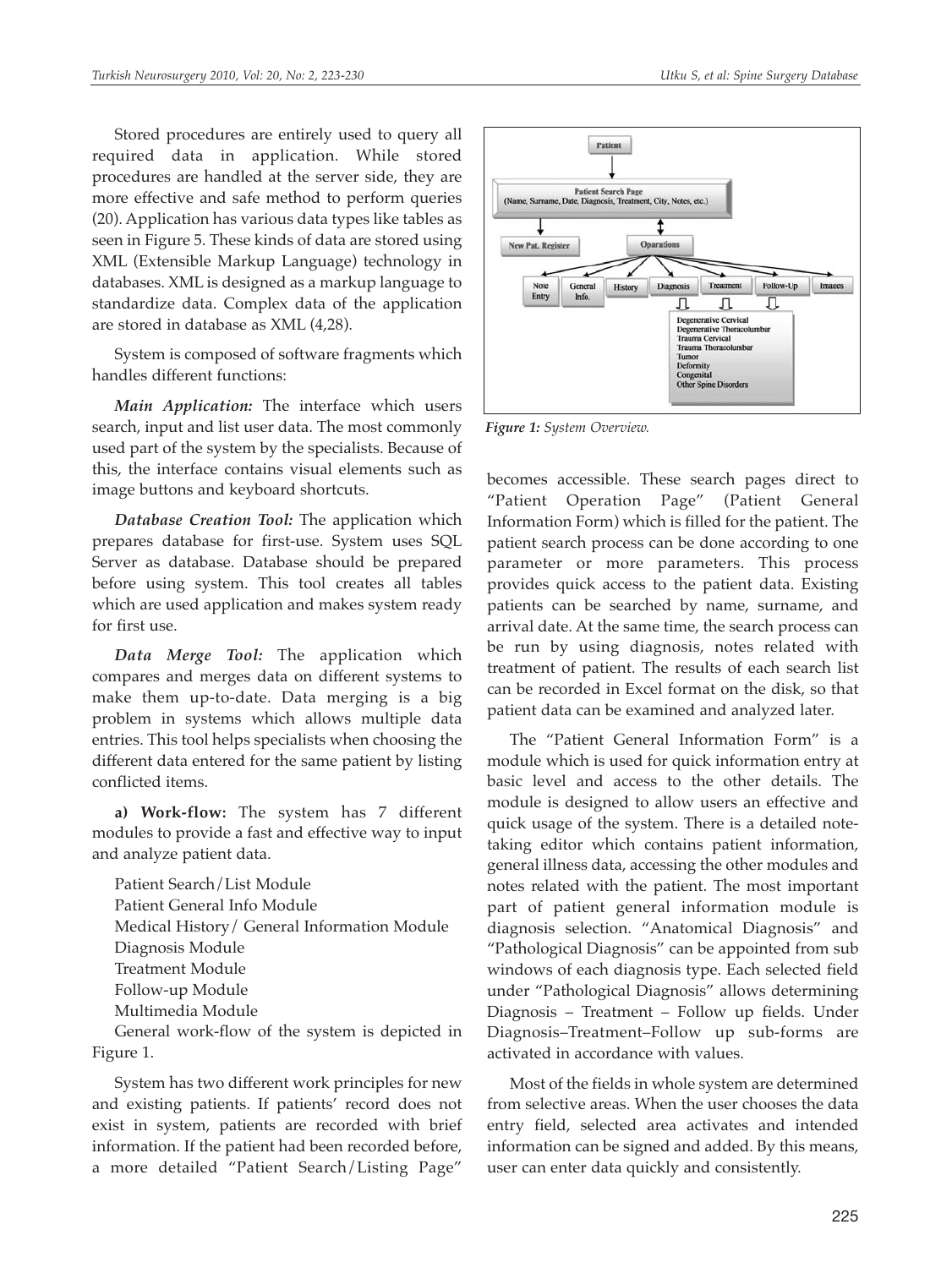Stored procedures are entirely used to query all required data in application. While stored procedures are handled at the server side, they are more effective and safe method to perform queries (20). Application has various data types like tables as seen in Figure 5. These kinds of data are stored using XML (Extensible Markup Language) technology in databases. XML is designed as a markup language to standardize data. Complex data of the application are stored in database as XML (4,28).

System is composed of software fragments which handles different functions:

***Main Application:*** The interface which users search, input and list user data. The most commonly used part of the system by the specialists. Because of this, the interface contains visual elements such as image buttons and keyboard shortcuts.

***Database Creation Tool:*** The application which prepares database for first-use. System uses SQL Server as database. Database should be prepared before using system. This tool creates all tables which are used application and makes system ready for first use.

***Data Merge Tool:*** The application which compares and merges data on different systems to make them up-to-date. Data merging is a big problem in systems which allows multiple data entries. This tool helps specialists when choosing the different data entered for the same patient by listing conflicted items.

**a) Work-flow:** The system has 7 different modules to provide a fast and effective way to input and analyze patient data.

Patient Search/List Module
Patient General Info Module
Medical History/ General Information Module
Diagnosis Module
Treatment Module
Follow-up Module
Multimedia Module

General work-flow of the system is depicted in Figure 1.

System has two different work principles for new and existing patients. If patients' record does not exist in system, patients are recorded with brief information. If the patient had been recorded before, a more detailed "Patient Search/Listing Page" becomes accessible. These search pages direct to "Patient Operation Page" (Patient General Information Form) which is filled for the patient. The patient search process can be done according to one parameter or more parameters. This process provides quick access to the patient data. Existing patients can be searched by name, surname, and arrival date. At the same time, the search process can be run by using diagnosis, notes related with treatment of patient. The results of each search list can be recorded in Excel format on the disk, so that patient data can be examined and analyzed later.

Patient

Patient Search Page
(Name, Surname, Date, Diagnosis, Treatment, City, Notes, etc.)

New Pat. Register | Operations

Note Entry | General Info. | History | Diagnosis | Treatment | Follow-Up | Images

Degenerative Cervical
Degenerative Thoracolumbar
Trauma Cervical
Trauma Thoracolumbar
Tumor
Deformity
Congenital
Other Spine Disorders

*Figure 1: System Overview.*

The "Patient General Information Form" is a module which is used for quick information entry at basic level and access to the other details. The module is designed to allow users an effective and quick usage of the system. There is a detailed note-taking editor which contains patient information, general illness data, accessing the other modules and notes related with the patient. The most important part of patient general information module is diagnosis selection. "Anatomical Diagnosis" and "Pathological Diagnosis" can be appointed from sub windows of each diagnosis type. Each selected field under "Pathological Diagnosis" allows determining Diagnosis – Treatment – Follow up fields. Under Diagnosis–Treatment–Follow up sub-forms are activated in accordance with values.

Most of the fields in whole system are determined from selective areas. When the user chooses the data entry field, selected area activates and intended information can be signed and added. By this means, user can enter data quickly and consistently.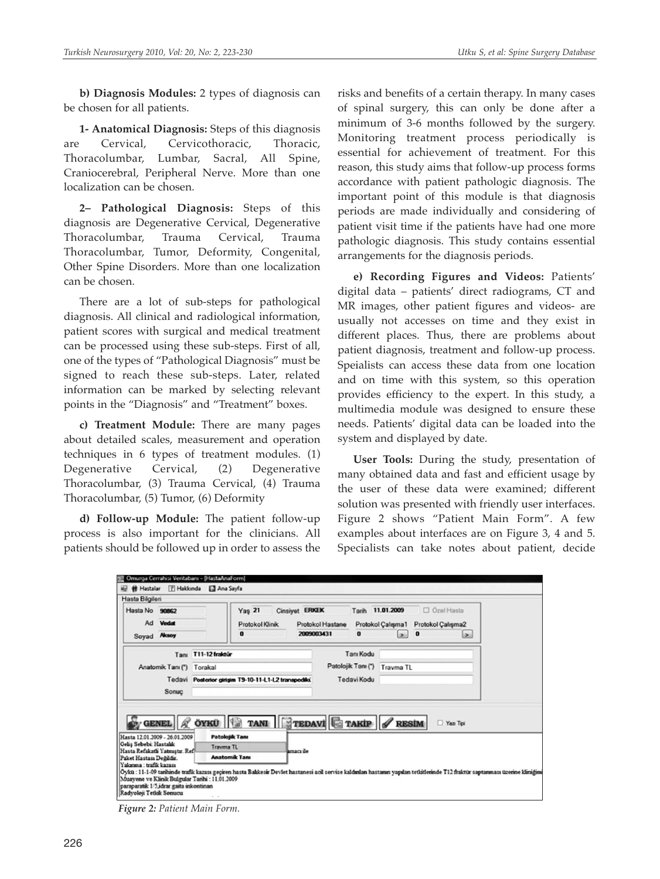**b) Diagnosis Modules:** 2 types of diagnosis can be chosen for all patients.

**1- Anatomical Diagnosis:** Steps of this diagnosis are Cervical, Cervicothoracic, Thoracic, Thoracolumbar, Lumbar, Sacral, All Spine, Craniocerebral, Peripheral Nerve. More than one localization can be chosen.

**2– Pathological Diagnosis:** Steps of this diagnosis are Degenerative Cervical, Degenerative Thoracolumbar, Trauma Cervical, Trauma Thoracolumbar, Tumor, Deformity, Congenital, Other Spine Disorders. More than one localization can be chosen.

There are a lot of sub-steps for pathological diagnosis. All clinical and radiological information, patient scores with surgical and medical treatment can be processed using these sub-steps. First of all, one of the types of "Pathological Diagnosis" must be signed to reach these sub-steps. Later, related information can be marked by selecting relevant points in the "Diagnosis" and "Treatment" boxes.

**c) Treatment Module:** There are many pages about detailed scales, measurement and operation techniques in 6 types of treatment modules. (1) Degenerative Cervical, (2) Degenerative Thoracolumbar, (3) Trauma Cervical, (4) Trauma Thoracolumbar, (5) Tumor, (6) Deformity

**d) Follow-up Module:** The patient follow-up process is also important for the clinicians. All patients should be followed up in order to assess the risks and benefits of a certain therapy. In many cases of spinal surgery, this can only be done after a minimum of 3-6 months followed by the surgery. Monitoring treatment process periodically is essential for achievement of treatment. For this reason, this study aims that follow-up process forms accordance with patient pathologic diagnosis. The important point of this module is that diagnosis periods are made individually and considering of patient visit time if the patients have had one more pathologic diagnosis. This study contains essential arrangements for the diagnosis periods.

**e) Recording Figures and Videos:** Patients' digital data – patients' direct radiograms, CT and MR images, other patient figures and videos- are usually not accesses on time and they exist in different places. Thus, there are problems about patient diagnosis, treatment and follow-up process. Speialists can access these data from one location and on time with this system, so this operation provides efficiency to the expert. In this study, a multimedia module was designed to ensure these needs. Patients' digital data can be loaded into the system and displayed by date.

**User Tools:** During the study, presentation of many obtained data and fast and efficient usage by the user of these data were examined; different solution was presented with friendly user interfaces. Figure 2 shows "Patient Main Form". A few examples about interfaces are on Figure 3, 4 and 5. Specialists can take notes about patient, decide

*Figure 2: Patient Main Form.*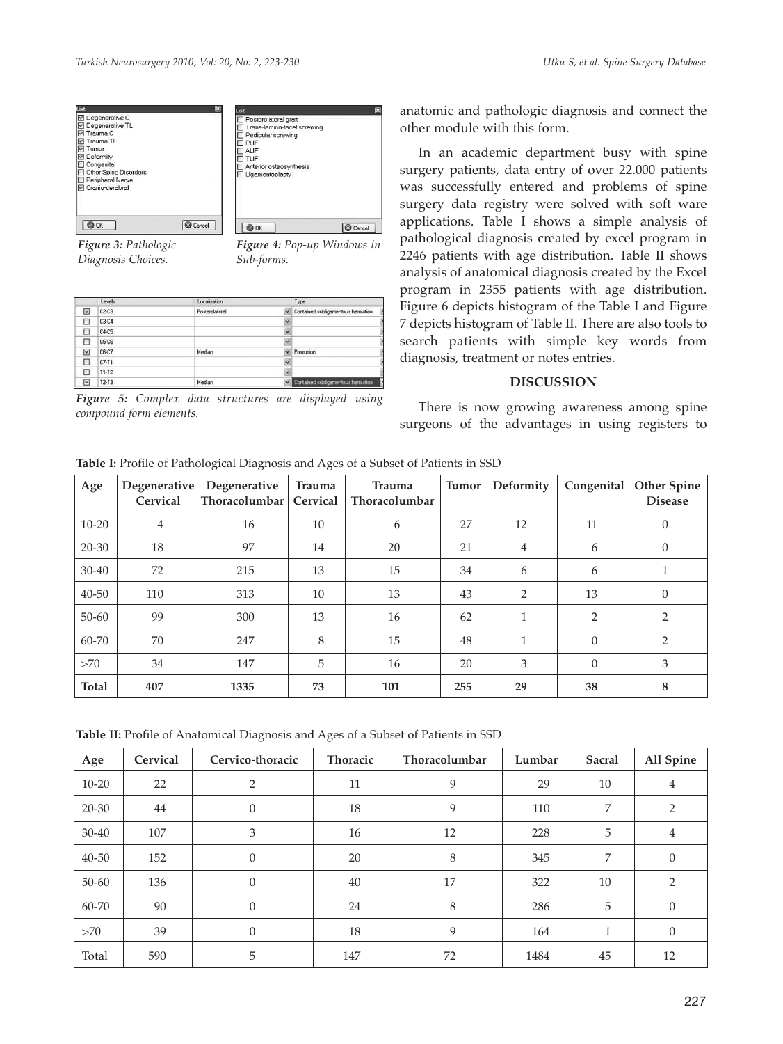*Figure 3: Pathologic Diagnosis Choices.*

*Figure 4: Pop-up Windows in Sub-forms.*

*Figure 5: Complex data structures are displayed using compound form elements.*

anatomic and pathologic diagnosis and connect the other module with this form.

In an academic department busy with spine surgery patients, data entry of over 22.000 patients was successfully entered and problems of spine surgery data registry were solved with soft ware applications. Table I shows a simple analysis of pathological diagnosis created by excel program in 2246 patients with age distribution. Table II shows analysis of anatomical diagnosis created by the Excel program in 2355 patients with age distribution. Figure 6 depicts histogram of the Table I and Figure 7 depicts histogram of Table II. There are also tools to search patients with simple key words from diagnosis, treatment or notes entries.

## DISCUSSION

There is now growing awareness among spine surgeons of the advantages in using registers to

**Table I:** Profile of Pathological Diagnosis and Ages of a Subset of Patients in SSD

| Age | Degenerative Cervical | Degenerative Thoracolumbar | Trauma Cervical | Trauma Thoracolumbar | Tumor | Deformity | Congenital | Other Spine Disease |
|---|---|---|---|---|---|---|---|---|
| 10-20 | 4 | 16 | 10 | 6 | 27 | 12 | 11 | 0 |
| 20-30 | 18 | 97 | 14 | 20 | 21 | 4 | 6 | 0 |
| 30-40 | 72 | 215 | 13 | 15 | 34 | 6 | 6 | 1 |
| 40-50 | 110 | 313 | 10 | 13 | 43 | 2 | 13 | 0 |
| 50-60 | 99 | 300 | 13 | 16 | 62 | 1 | 2 | 2 |
| 60-70 | 70 | 247 | 8 | 15 | 48 | 1 | 0 | 2 |
| >70 | 34 | 147 | 5 | 16 | 20 | 3 | 0 | 3 |
| **Total** | **407** | **1335** | **73** | **101** | **255** | **29** | **38** | **8** |

**Table II:** Profile of Anatomical Diagnosis and Ages of a Subset of Patients in SSD

| Age | Cervical | Cervico-thoracic | Thoracic | Thoracolumbar | Lumbar | Sacral | All Spine |
|---|---|---|---|---|---|---|---|
| 10-20 | 22 | 2 | 11 | 9 | 29 | 10 | 4 |
| 20-30 | 44 | 0 | 18 | 9 | 110 | 7 | 2 |
| 30-40 | 107 | 3 | 16 | 12 | 228 | 5 | 4 |
| 40-50 | 152 | 0 | 20 | 8 | 345 | 7 | 0 |
| 50-60 | 136 | 0 | 40 | 17 | 322 | 10 | 2 |
| 60-70 | 90 | 0 | 24 | 8 | 286 | 5 | 0 |
| >70 | 39 | 0 | 18 | 9 | 164 | 1 | 0 |
| Total | 590 | 5 | 147 | 72 | 1484 | 45 | 12 |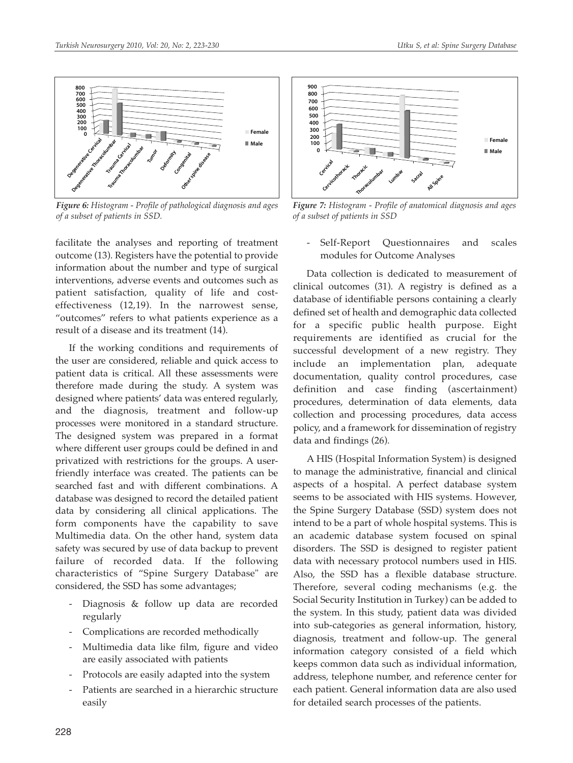*Figure 6: Histogram - Profile of pathological diagnosis and ages of a subset of patients in SSD.*

*Figure 7: Histogram - Profile of anatomical diagnosis and ages of a subset of patients in SSD*

facilitate the analyses and reporting of treatment outcome (13). Registers have the potential to provide information about the number and type of surgical interventions, adverse events and outcomes such as patient satisfaction, quality of life and cost-effectiveness (12,19). In the narrowest sense, "outcomes" refers to what patients experience as a result of a disease and its treatment (14).

If the working conditions and requirements of the user are considered, reliable and quick access to patient data is critical. All these assessments were therefore made during the study. A system was designed where patients' data was entered regularly, and the diagnosis, treatment and follow-up processes were monitored in a standard structure. The designed system was prepared in a format where different user groups could be defined in and privatized with restrictions for the groups. A user-friendly interface was created. The patients can be searched fast and with different combinations. A database was designed to record the detailed patient data by considering all clinical applications. The form components have the capability to save Multimedia data. On the other hand, system data safety was secured by use of data backup to prevent failure of recorded data. If the following characteristics of "Spine Surgery Database" are considered, the SSD has some advantages;

- Diagnosis & follow up data are recorded regularly
- Complications are recorded methodically
- Multimedia data like film, figure and video are easily associated with patients
- Protocols are easily adapted into the system
- Patients are searched in a hierarchic structure easily
- Self-Report Questionnaires and scales modules for Outcome Analyses

Data collection is dedicated to measurement of clinical outcomes (31). A registry is defined as a database of identifiable persons containing a clearly defined set of health and demographic data collected for a specific public health purpose. Eight requirements are identified as crucial for the successful development of a new registry. They include an implementation plan, adequate documentation, quality control procedures, case definition and case finding (ascertainment) procedures, determination of data elements, data collection and processing procedures, data access policy, and a framework for dissemination of registry data and findings (26).

A HIS (Hospital Information System) is designed to manage the administrative, financial and clinical aspects of a hospital. A perfect database system seems to be associated with HIS systems. However, the Spine Surgery Database (SSD) system does not intend to be a part of whole hospital systems. This is an academic database system focused on spinal disorders. The SSD is designed to register patient data with necessary protocol numbers used in HIS. Also, the SSD has a flexible database structure. Therefore, several coding mechanisms (e.g. the Social Security Institution in Turkey) can be added to the system. In this study, patient data was divided into sub-categories as general information, history, diagnosis, treatment and follow-up. The general information category consisted of a field which keeps common data such as individual information, address, telephone number, and reference center for each patient. General information data are also used for detailed search processes of the patients.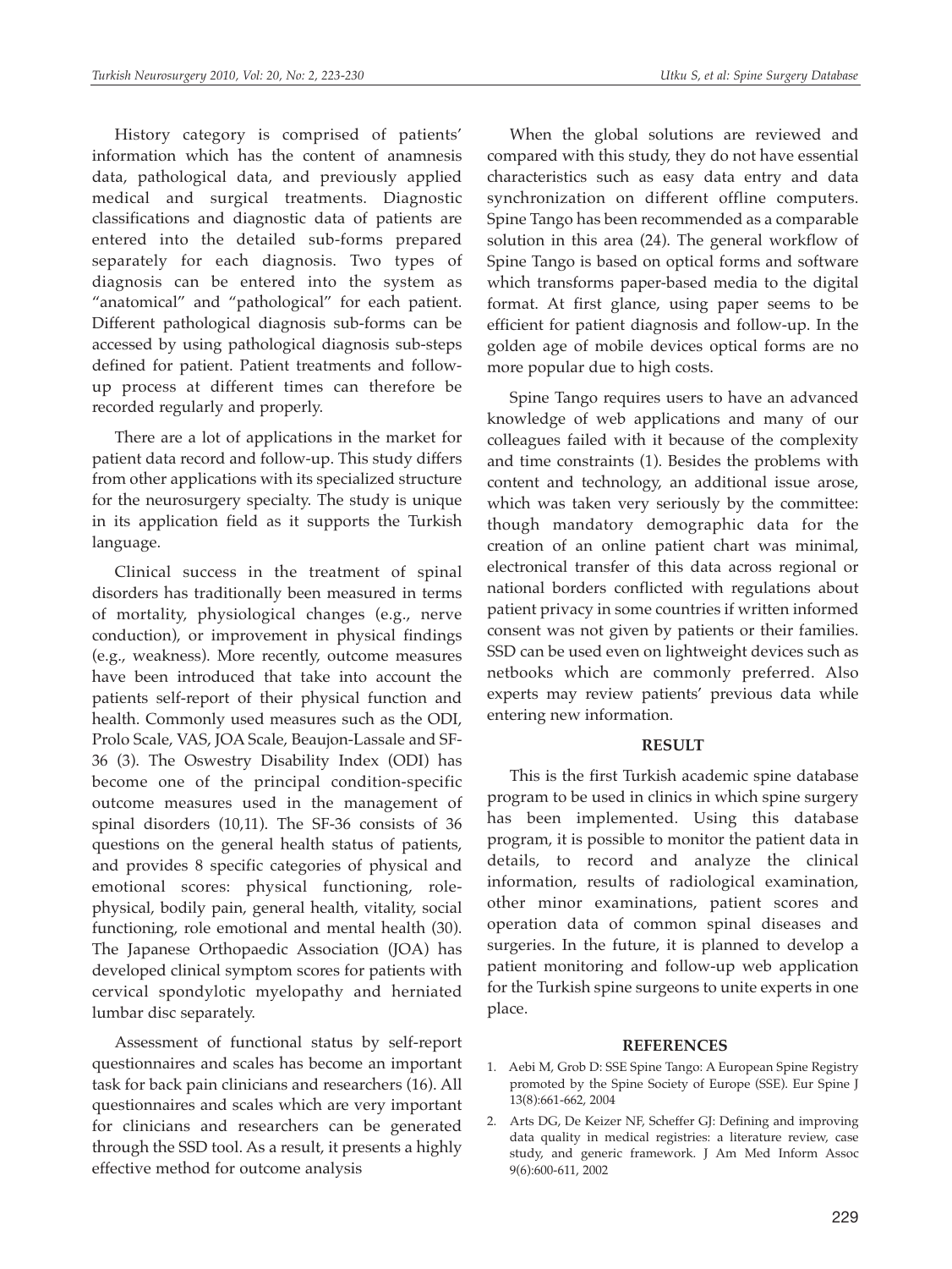History category is comprised of patients' information which has the content of anamnesis data, pathological data, and previously applied medical and surgical treatments. Diagnostic classifications and diagnostic data of patients are entered into the detailed sub-forms prepared separately for each diagnosis. Two types of diagnosis can be entered into the system as "anatomical" and "pathological" for each patient. Different pathological diagnosis sub-forms can be accessed by using pathological diagnosis sub-steps defined for patient. Patient treatments and follow-up process at different times can therefore be recorded regularly and properly.

There are a lot of applications in the market for patient data record and follow-up. This study differs from other applications with its specialized structure for the neurosurgery specialty. The study is unique in its application field as it supports the Turkish language.

Clinical success in the treatment of spinal disorders has traditionally been measured in terms of mortality, physiological changes (e.g., nerve conduction), or improvement in physical findings (e.g., weakness). More recently, outcome measures have been introduced that take into account the patients self-report of their physical function and health. Commonly used measures such as the ODI, Prolo Scale, VAS, JOA Scale, Beaujon-Lassale and SF-36 (3). The Oswestry Disability Index (ODI) has become one of the principal condition-specific outcome measures used in the management of spinal disorders (10,11). The SF-36 consists of 36 questions on the general health status of patients, and provides 8 specific categories of physical and emotional scores: physical functioning, role-physical, bodily pain, general health, vitality, social functioning, role emotional and mental health (30). The Japanese Orthopaedic Association (JOA) has developed clinical symptom scores for patients with cervical spondylotic myelopathy and herniated lumbar disc separately.

Assessment of functional status by self-report questionnaires and scales has become an important task for back pain clinicians and researchers (16). All questionnaires and scales which are very important for clinicians and researchers can be generated through the SSD tool. As a result, it presents a highly effective method for outcome analysis

When the global solutions are reviewed and compared with this study, they do not have essential characteristics such as easy data entry and data synchronization on different offline computers. Spine Tango has been recommended as a comparable solution in this area (24). The general workflow of Spine Tango is based on optical forms and software which transforms paper-based media to the digital format. At first glance, using paper seems to be efficient for patient diagnosis and follow-up. In the golden age of mobile devices optical forms are no more popular due to high costs.

Spine Tango requires users to have an advanced knowledge of web applications and many of our colleagues failed with it because of the complexity and time constraints (1). Besides the problems with content and technology, an additional issue arose, which was taken very seriously by the committee: though mandatory demographic data for the creation of an online patient chart was minimal, electronical transfer of this data across regional or national borders conflicted with regulations about patient privacy in some countries if written informed consent was not given by patients or their families. SSD can be used even on lightweight devices such as netbooks which are commonly preferred. Also experts may review patients' previous data while entering new information.

## RESULT

This is the first Turkish academic spine database program to be used in clinics in which spine surgery has been implemented. Using this database program, it is possible to monitor the patient data in details, to record and analyze the clinical information, results of radiological examination, other minor examinations, patient scores and operation data of common spinal diseases and surgeries. In the future, it is planned to develop a patient monitoring and follow-up web application for the Turkish spine surgeons to unite experts in one place.

## REFERENCES

1. Aebi M, Grob D: SSE Spine Tango: A European Spine Registry promoted by the Spine Society of Europe (SSE). Eur Spine J 13(8):661-662, 2004
2. Arts DG, De Keizer NF, Scheffer GJ: Defining and improving data quality in medical registries: a literature review, case study, and generic framework. J Am Med Inform Assoc 9(6):600-611, 2002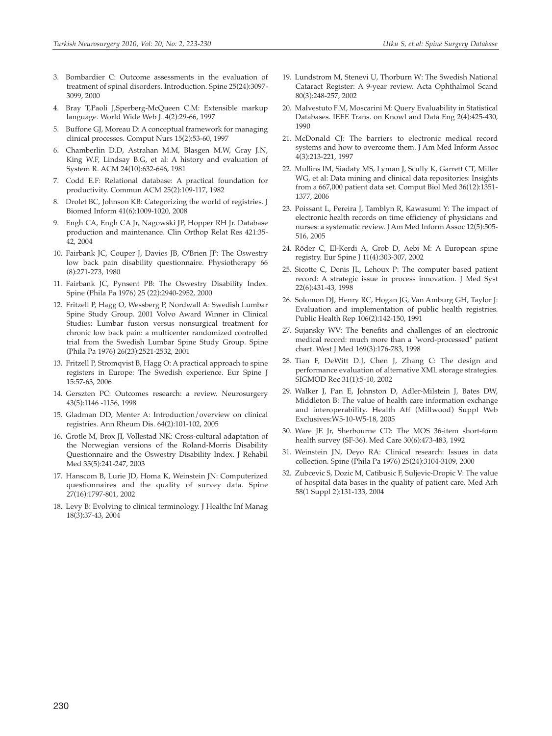3. Bombardier C: Outcome assessments in the evaluation of treatment of spinal disorders. Introduction. Spine 25(24):3097-3099, 2000
4. Bray T,Paoli J,Sperberg-McQueen C.M: Extensible markup language. World Wide Web J. 4(2):29-66, 1997
5. Buffone GJ, Moreau D: A conceptual framework for managing clinical processes. Comput Nurs 15(2):53-60, 1997
6. Chamberlin D.D, Astrahan M.M, Blasgen M.W, Gray J.N, King W.F, Lindsay B.G, et al: A history and evaluation of System R. ACM 24(10):632-646, 1981
7. Codd E.F: Relational database: A practical foundation for productivity. Commun ACM 25(2):109-117, 1982
8. Drolet BC, Johnson KB: Categorizing the world of registries. J Biomed Inform 41(6):1009-1020, 2008
9. Engh CA, Engh CA Jr, Nagowski JP, Hopper RH Jr. Database production and maintenance. Clin Orthop Relat Res 421:35-42, 2004
10. Fairbank JC, Couper J, Davies JB, O'Brien JP: The Oswestry low back pain disability questionnaire. Physiotherapy 66 (8):271-273, 1980
11. Fairbank JC, Pynsent PB: The Oswestry Disability Index. Spine (Phila Pa 1976) 25 (22):2940-2952, 2000
12. Fritzell P, Hagg O, Wessberg P, Nordwall A: Swedish Lumbar Spine Study Group. 2001 Volvo Award Winner in Clinical Studies: Lumbar fusion versus nonsurgical treatment for chronic low back pain: a multicenter randomized controlled trial from the Swedish Lumbar Spine Study Group. Spine (Phila Pa 1976) 26(23):2521-2532, 2001
13. Fritzell P, Stromqvist B, Hagg O: A practical approach to spine registers in Europe: The Swedish experience. Eur Spine J 15:57-63, 2006
14. Gerszten PC: Outcomes research: a review. Neurosurgery 43(5):1146 -1156, 1998
15. Gladman DD, Menter A: Introduction/overview on clinical registries. Ann Rheum Dis. 64(2):101-102, 2005
16. Grotle M, Brox JI, Vollestad NK: Cross-cultural adaptation of the Norwegian versions of the Roland-Morris Disability Questionnaire and the Oswestry Disability Index. J Rehabil Med 35(5):241-247, 2003
17. Hanscom B, Lurie JD, Homa K, Weinstein JN: Computerized questionnaires and the quality of survey data. Spine 27(16):1797-801, 2002
18. Levy B: Evolving to clinical terminology. J Healthc Inf Manag 18(3):37-43, 2004
19. Lundstrom M, Stenevi U, Thorburn W: The Swedish National Cataract Register: A 9-year review. Acta Ophthalmol Scand 80(3):248-257, 2002
20. Malvestuto F.M, Moscarini M: Query Evaluability in Statistical Databases. IEEE Trans. on Knowl and Data Eng 2(4):425-430, 1990
21. McDonald CJ: The barriers to electronic medical record systems and how to overcome them. J Am Med Inform Assoc 4(3):213-221, 1997
22. Mullins IM, Siadaty MS, Lyman J, Scully K, Garrett CT, Miller WG, et al: Data mining and clinical data repositories: Insights from a 667,000 patient data set. Comput Biol Med 36(12):1351-1377, 2006
23. Poissant L, Pereira J, Tamblyn R, Kawasumi Y: The impact of electronic health records on time efficiency of physicians and nurses: a systematic review. J Am Med Inform Assoc 12(5):505-516, 2005
24. Röder C, El-Kerdi A, Grob D, Aebi M: A European spine registry. Eur Spine J 11(4):303-307, 2002
25. Sicotte C, Denis JL, Lehoux P: The computer based patient record: A strategic issue in process innovation. J Med Syst 22(6):431-43, 1998
26. Solomon DJ, Henry RC, Hogan JG, Van Amburg GH, Taylor J: Evaluation and implementation of public health registries. Public Health Rep 106(2):142-150, 1991
27. Sujansky WV: The benefits and challenges of an electronic medical record: much more than a "word-processed" patient chart. West J Med 169(3):176-783, 1998
28. Tian F, DeWitt D.J, Chen J, Zhang C: The design and performance evaluation of alternative XML storage strategies. SIGMOD Rec 31(1):5-10, 2002
29. Walker J, Pan E, Johnston D, Adler-Milstein J, Bates DW, Middleton B: The value of health care information exchange and interoperability. Health Aff (Millwood) Suppl Web Exclusives:W5-10-W5-18, 2005
30. Ware JE Jr, Sherbourne CD: The MOS 36-item short-form health survey (SF-36). Med Care 30(6):473-483, 1992
31. Weinstein JN, Deyo RA: Clinical research: Issues in data collection. Spine (Phila Pa 1976) 25(24):3104-3109, 2000
32. Zubcevic S, Dozic M, Catibusic F, Suljevic-Dropic V: The value of hospital data bases in the quality of patient care. Med Arh 58(1 Suppl 2):131-133, 2004